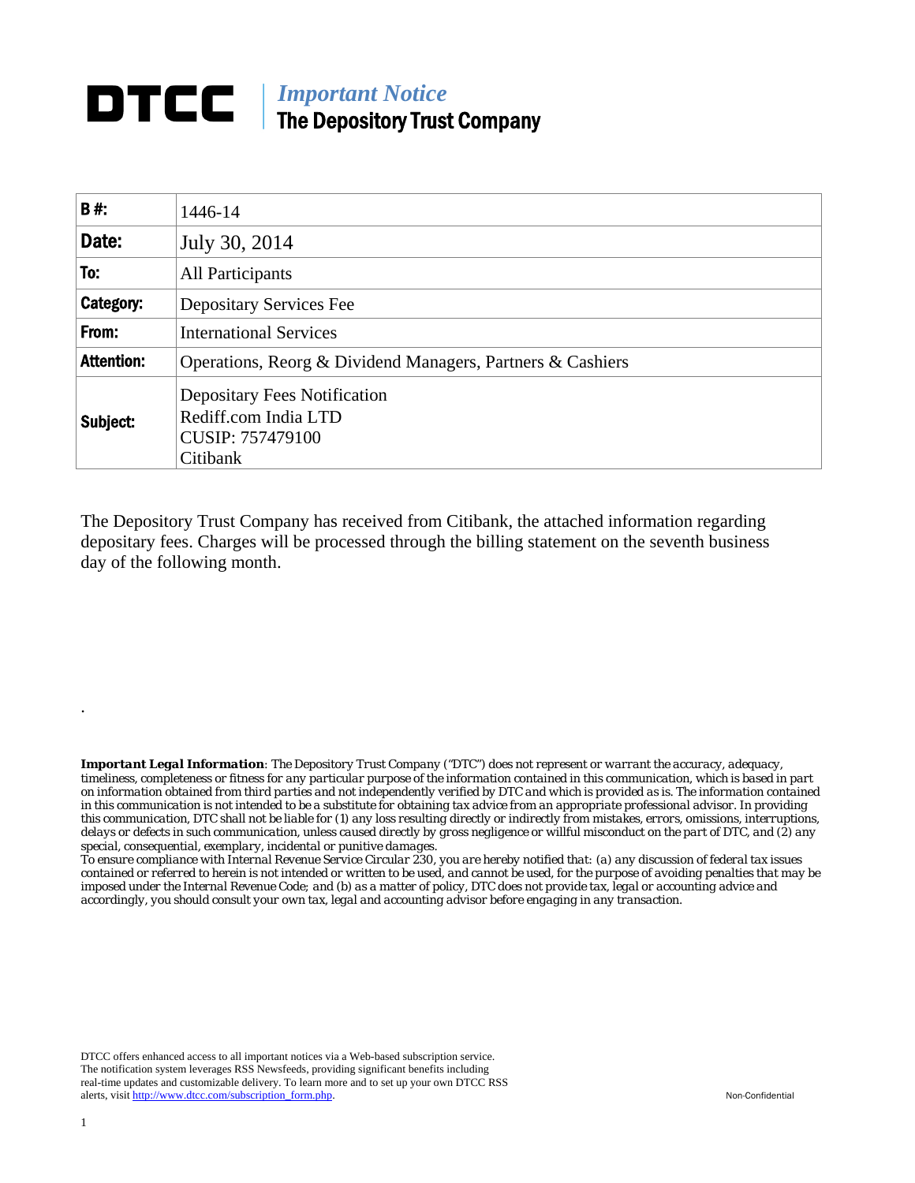# DTCC

## *Important Notice*
## The Depository Trust Company

| B #: | 1446-14 |
|---|---|
| Date: | July 30, 2014 |
| To: | All Participants |
| Category: | Depositary Services Fee |
| From: | International Services |
| Attention: | Operations, Reorg & Dividend Managers, Partners & Cashiers |
| Subject: | Depositary Fees Notification<br>Rediff.com India LTD<br>CUSIP: 757479100<br>Citibank |

The Depository Trust Company has received from Citibank, the attached information regarding depositary fees. Charges will be processed through the billing statement on the seventh business day of the following month.

.

***Important Legal Information****: The Depository Trust Company ("DTC") does not represent or warrant the accuracy, adequacy, timeliness, completeness or fitness for any particular purpose of the information contained in this communication, which is based in part on information obtained from third parties and not independently verified by DTC and which is provided as is. The information contained in this communication is not intended to be a substitute for obtaining tax advice from an appropriate professional advisor. In providing this communication, DTC shall not be liable for (1) any loss resulting directly or indirectly from mistakes, errors, omissions, interruptions, delays or defects in such communication, unless caused directly by gross negligence or willful misconduct on the part of DTC, and (2) any special, consequential, exemplary, incidental or punitive damages.*

*To ensure compliance with Internal Revenue Service Circular 230, you are hereby notified that: (a) any discussion of federal tax issues contained or referred to herein is not intended or written to be used, and cannot be used, for the purpose of avoiding penalties that may be imposed under the Internal Revenue Code; and (b) as a matter of policy, DTC does not provide tax, legal or accounting advice and accordingly, you should consult your own tax, legal and accounting advisor before engaging in any transaction.*

DTCC offers enhanced access to all important notices via a Web-based subscription service. The notification system leverages RSS Newsfeeds, providing significant benefits including real-time updates and customizable delivery. To learn more and to set up your own DTCC RSS alerts, visit http://www.dtcc.com/subscription_form.php.

Non-Confidential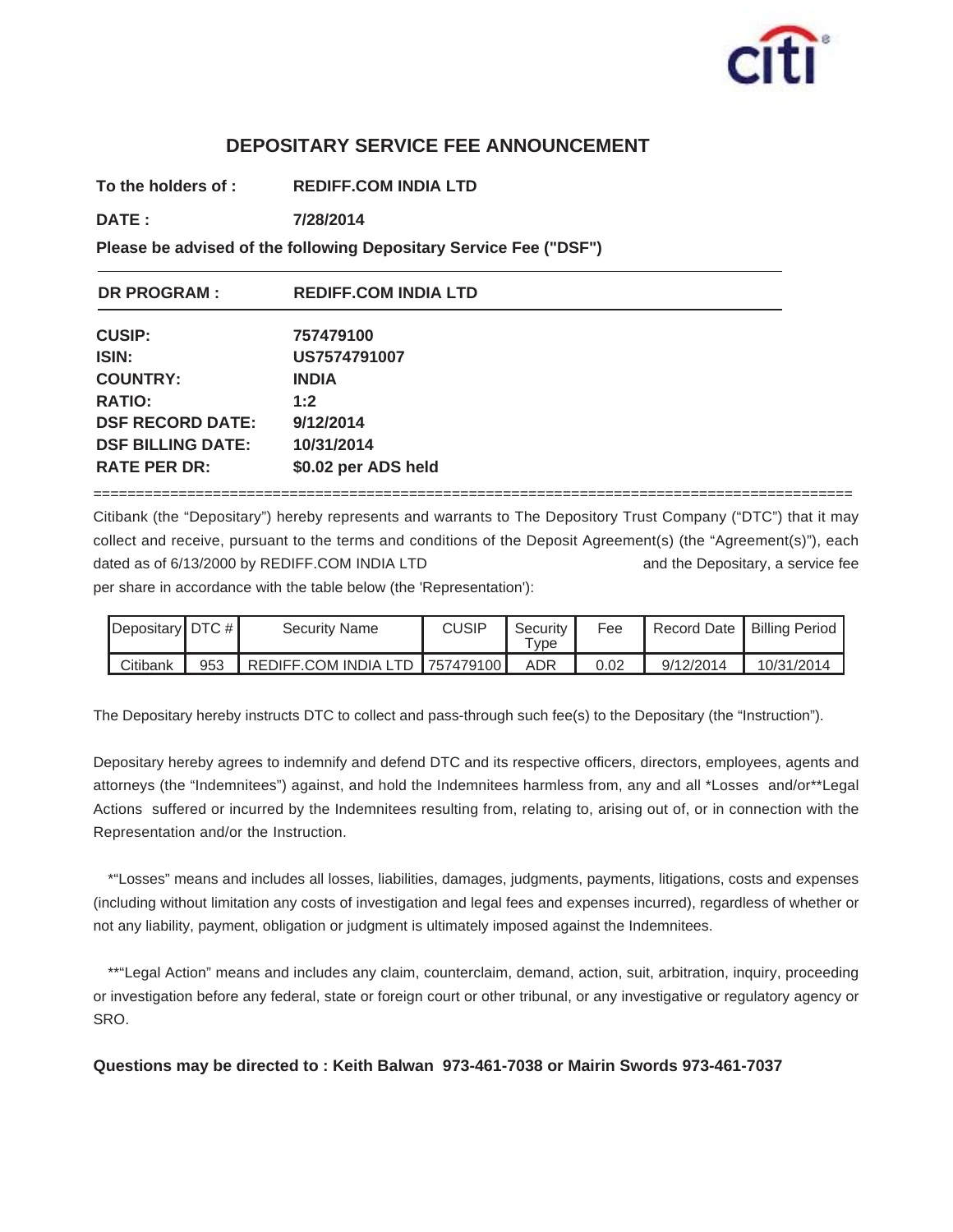## DEPOSITARY SERVICE FEE ANNOUNCEMENT

**To the holders of :** **REDIFF.COM INDIA LTD**

**DATE :** **7/28/2014**

**Please be advised of the following Depositary Service Fee ("DSF")**

---

**DR PROGRAM :** **REDIFF.COM INDIA LTD**

---

**CUSIP:** **757479100**
**ISIN:** **US7574791007**
**COUNTRY:** **INDIA**
**RATIO:** **1:2**
**DSF RECORD DATE:** **9/12/2014**
**DSF BILLING DATE:** **10/31/2014**
**RATE PER DR:** **$0.02 per ADS held**

==========================================================================================

Citibank (the "Depositary") hereby represents and warrants to The Depository Trust Company ("DTC") that it may collect and receive, pursuant to the terms and conditions of the Deposit Agreement(s) (the "Agreement(s)"), each dated as of 6/13/2000 by REDIFF.COM INDIA LTD and the Depositary, a service fee per share in accordance with the table below (the 'Representation'):

| Depositary | DTC # | Security Name | CUSIP | Security Type | Fee | Record Date | Billing Period |
|---|---|---|---|---|---|---|---|
| Citibank | 953 | REDIFF.COM INDIA LTD | 757479100 | ADR | 0.02 | 9/12/2014 | 10/31/2014 |

The Depositary hereby instructs DTC to collect and pass-through such fee(s) to the Depositary (the "Instruction").

Depositary hereby agrees to indemnify and defend DTC and its respective officers, directors, employees, agents and attorneys (the "Indemnitees") against, and hold the Indemnitees harmless from, any and all *Losses and/or**Legal Actions suffered or incurred by the Indemnitees resulting from, relating to, arising out of, or in connection with the Representation and/or the Instruction.

*"Losses" means and includes all losses, liabilities, damages, judgments, payments, litigations, costs and expenses (including without limitation any costs of investigation and legal fees and expenses incurred), regardless of whether or not any liability, payment, obligation or judgment is ultimately imposed against the Indemnitees.

**"Legal Action" means and includes any claim, counterclaim, demand, action, suit, arbitration, inquiry, proceeding or investigation before any federal, state or foreign court or other tribunal, or any investigative or regulatory agency or SRO.

**Questions may be directed to : Keith Balwan 973-461-7038 or Mairin Swords 973-461-7037**